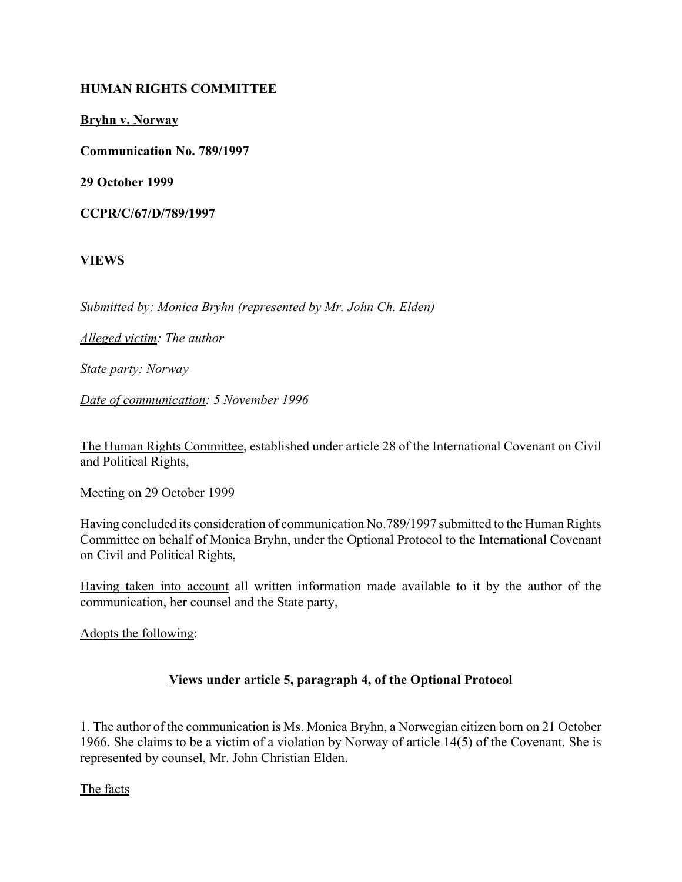**HUMAN RIGHTS COMMITTEE**

**Bryhn v. Norway**

**Communication No. 789/1997**

**29 October 1999**

**CCPR/C/67/D/789/1997**

**VIEWS**

*Submitted by: Monica Bryhn (represented by Mr. John Ch. Elden)*

*Alleged victim: The author*

*State party: Norway*

*Date of communication: 5 November 1996*

The Human Rights Committee, established under article 28 of the International Covenant on Civil and Political Rights,

Meeting on 29 October 1999

Having concluded its consideration of communication No.789/1997 submitted to the Human Rights Committee on behalf of Monica Bryhn, under the Optional Protocol to the International Covenant on Civil and Political Rights,

Having taken into account all written information made available to it by the author of the communication, her counsel and the State party,

Adopts the following:

## Views under article 5, paragraph 4, of the Optional Protocol

1. The author of the communication is Ms. Monica Bryhn, a Norwegian citizen born on 21 October 1966. She claims to be a victim of a violation by Norway of article 14(5) of the Covenant. She is represented by counsel, Mr. John Christian Elden.

The facts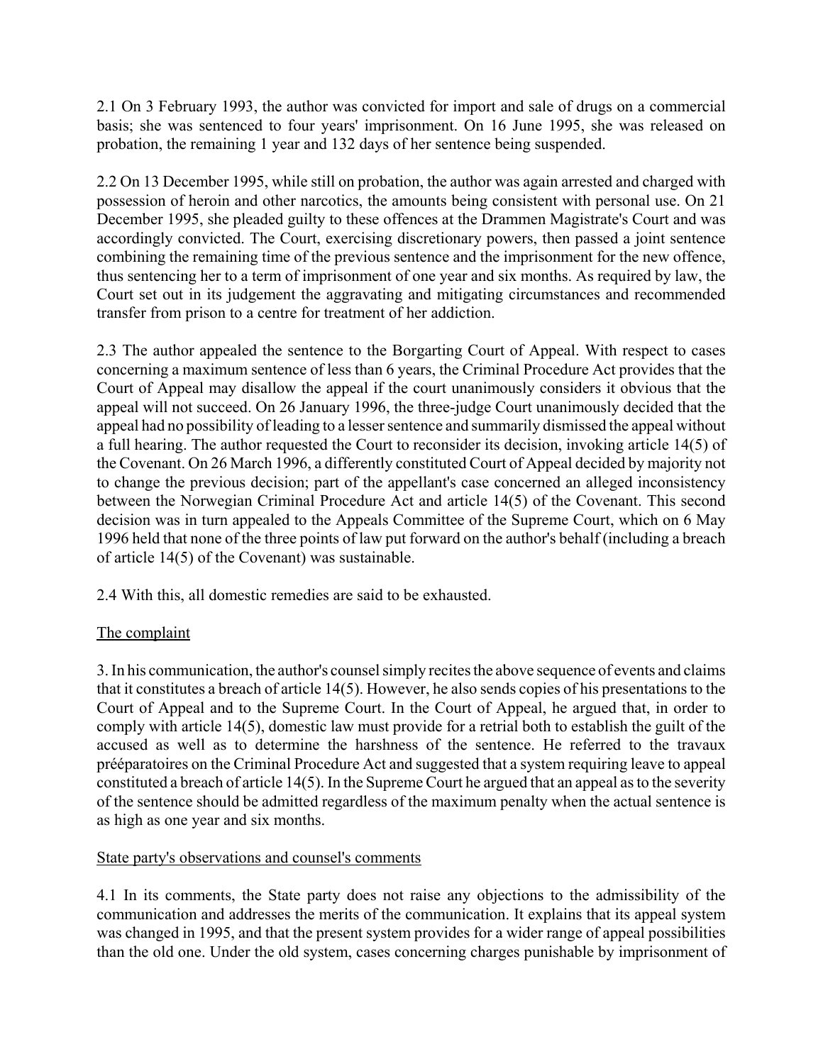2.1 On 3 February 1993, the author was convicted for import and sale of drugs on a commercial basis; she was sentenced to four years' imprisonment. On 16 June 1995, she was released on probation, the remaining 1 year and 132 days of her sentence being suspended.

2.2 On 13 December 1995, while still on probation, the author was again arrested and charged with possession of heroin and other narcotics, the amounts being consistent with personal use. On 21 December 1995, she pleaded guilty to these offences at the Drammen Magistrate's Court and was accordingly convicted. The Court, exercising discretionary powers, then passed a joint sentence combining the remaining time of the previous sentence and the imprisonment for the new offence, thus sentencing her to a term of imprisonment of one year and six months. As required by law, the Court set out in its judgement the aggravating and mitigating circumstances and recommended transfer from prison to a centre for treatment of her addiction.

2.3 The author appealed the sentence to the Borgarting Court of Appeal. With respect to cases concerning a maximum sentence of less than 6 years, the Criminal Procedure Act provides that the Court of Appeal may disallow the appeal if the court unanimously considers it obvious that the appeal will not succeed. On 26 January 1996, the three-judge Court unanimously decided that the appeal had no possibility of leading to a lesser sentence and summarily dismissed the appeal without a full hearing. The author requested the Court to reconsider its decision, invoking article 14(5) of the Covenant. On 26 March 1996, a differently constituted Court of Appeal decided by majority not to change the previous decision; part of the appellant's case concerned an alleged inconsistency between the Norwegian Criminal Procedure Act and article 14(5) of the Covenant. This second decision was in turn appealed to the Appeals Committee of the Supreme Court, which on 6 May 1996 held that none of the three points of law put forward on the author's behalf (including a breach of article 14(5) of the Covenant) was sustainable.

2.4 With this, all domestic remedies are said to be exhausted.

The complaint

3. In his communication, the author's counsel simply recites the above sequence of events and claims that it constitutes a breach of article 14(5). However, he also sends copies of his presentations to the Court of Appeal and to the Supreme Court. In the Court of Appeal, he argued that, in order to comply with article 14(5), domestic law must provide for a retrial both to establish the guilt of the accused as well as to determine the harshness of the sentence. He referred to the travaux prééparatoires on the Criminal Procedure Act and suggested that a system requiring leave to appeal constituted a breach of article 14(5). In the Supreme Court he argued that an appeal as to the severity of the sentence should be admitted regardless of the maximum penalty when the actual sentence is as high as one year and six months.

State party's observations and counsel's comments

4.1 In its comments, the State party does not raise any objections to the admissibility of the communication and addresses the merits of the communication. It explains that its appeal system was changed in 1995, and that the present system provides for a wider range of appeal possibilities than the old one. Under the old system, cases concerning charges punishable by imprisonment of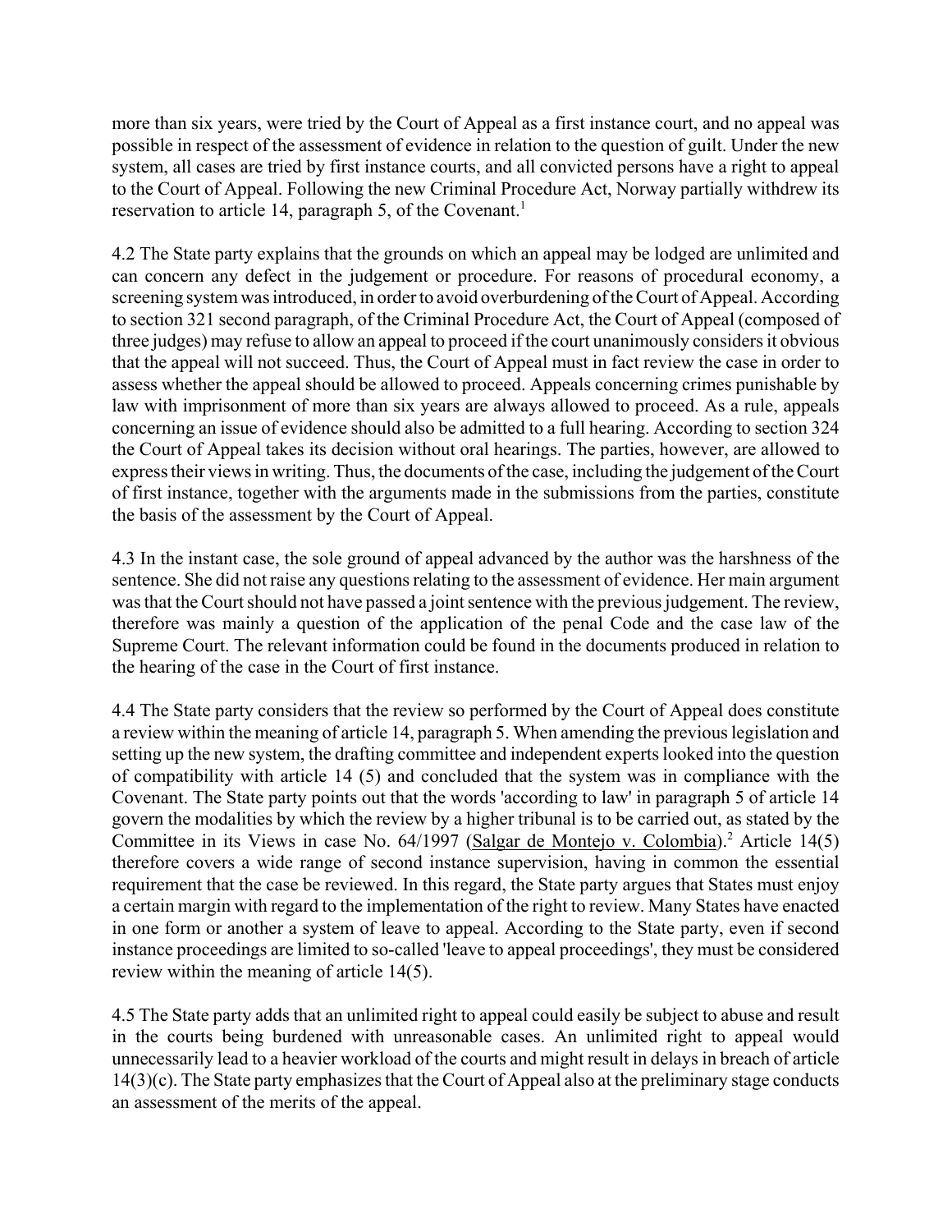more than six years, were tried by the Court of Appeal as a first instance court, and no appeal was possible in respect of the assessment of evidence in relation to the question of guilt. Under the new system, all cases are tried by first instance courts, and all convicted persons have a right to appeal to the Court of Appeal. Following the new Criminal Procedure Act, Norway partially withdrew its reservation to article 14, paragraph 5, of the Covenant.[1]

4.2 The State party explains that the grounds on which an appeal may be lodged are unlimited and can concern any defect in the judgement or procedure. For reasons of procedural economy, a screening system was introduced, in order to avoid overburdening of the Court of Appeal. According to section 321 second paragraph, of the Criminal Procedure Act, the Court of Appeal (composed of three judges) may refuse to allow an appeal to proceed if the court unanimously considers it obvious that the appeal will not succeed. Thus, the Court of Appeal must in fact review the case in order to assess whether the appeal should be allowed to proceed. Appeals concerning crimes punishable by law with imprisonment of more than six years are always allowed to proceed. As a rule, appeals concerning an issue of evidence should also be admitted to a full hearing. According to section 324 the Court of Appeal takes its decision without oral hearings. The parties, however, are allowed to express their views in writing. Thus, the documents of the case, including the judgement of the Court of first instance, together with the arguments made in the submissions from the parties, constitute the basis of the assessment by the Court of Appeal.

4.3 In the instant case, the sole ground of appeal advanced by the author was the harshness of the sentence. She did not raise any questions relating to the assessment of evidence. Her main argument was that the Court should not have passed a joint sentence with the previous judgement. The review, therefore was mainly a question of the application of the penal Code and the case law of the Supreme Court. The relevant information could be found in the documents produced in relation to the hearing of the case in the Court of first instance.

4.4 The State party considers that the review so performed by the Court of Appeal does constitute a review within the meaning of article 14, paragraph 5. When amending the previous legislation and setting up the new system, the drafting committee and independent experts looked into the question of compatibility with article 14 (5) and concluded that the system was in compliance with the Covenant. The State party points out that the words 'according to law' in paragraph 5 of article 14 govern the modalities by which the review by a higher tribunal is to be carried out, as stated by the Committee in its Views in case No. 64/1997 (Salgar de Montejo v. Colombia).[2] Article 14(5) therefore covers a wide range of second instance supervision, having in common the essential requirement that the case be reviewed. In this regard, the State party argues that States must enjoy a certain margin with regard to the implementation of the right to review. Many States have enacted in one form or another a system of leave to appeal. According to the State party, even if second instance proceedings are limited to so-called 'leave to appeal proceedings', they must be considered review within the meaning of article 14(5).

4.5 The State party adds that an unlimited right to appeal could easily be subject to abuse and result in the courts being burdened with unreasonable cases. An unlimited right to appeal would unnecessarily lead to a heavier workload of the courts and might result in delays in breach of article 14(3)(c). The State party emphasizes that the Court of Appeal also at the preliminary stage conducts an assessment of the merits of the appeal.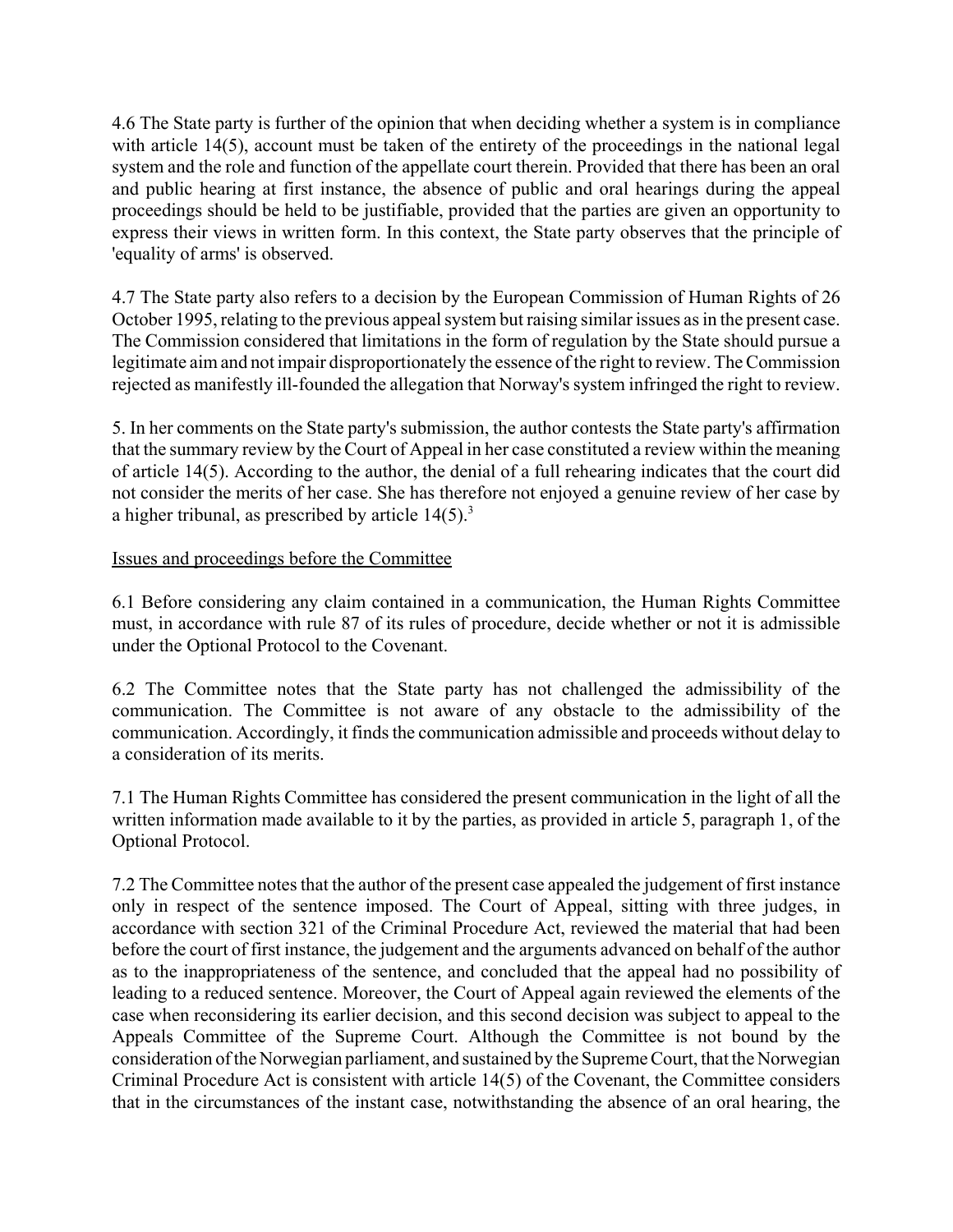4.6 The State party is further of the opinion that when deciding whether a system is in compliance with article 14(5), account must be taken of the entirety of the proceedings in the national legal system and the role and function of the appellate court therein. Provided that there has been an oral and public hearing at first instance, the absence of public and oral hearings during the appeal proceedings should be held to be justifiable, provided that the parties are given an opportunity to express their views in written form. In this context, the State party observes that the principle of 'equality of arms' is observed.

4.7 The State party also refers to a decision by the European Commission of Human Rights of 26 October 1995, relating to the previous appeal system but raising similar issues as in the present case. The Commission considered that limitations in the form of regulation by the State should pursue a legitimate aim and not impair disproportionately the essence of the right to review. The Commission rejected as manifestly ill-founded the allegation that Norway's system infringed the right to review.

5. In her comments on the State party's submission, the author contests the State party's affirmation that the summary review by the Court of Appeal in her case constituted a review within the meaning of article 14(5). According to the author, the denial of a full rehearing indicates that the court did not consider the merits of her case. She has therefore not enjoyed a genuine review of her case by a higher tribunal, as prescribed by article 14(5).[3]

## Issues and proceedings before the Committee

6.1 Before considering any claim contained in a communication, the Human Rights Committee must, in accordance with rule 87 of its rules of procedure, decide whether or not it is admissible under the Optional Protocol to the Covenant.

6.2 The Committee notes that the State party has not challenged the admissibility of the communication. The Committee is not aware of any obstacle to the admissibility of the communication. Accordingly, it finds the communication admissible and proceeds without delay to a consideration of its merits.

7.1 The Human Rights Committee has considered the present communication in the light of all the written information made available to it by the parties, as provided in article 5, paragraph 1, of the Optional Protocol.

7.2 The Committee notes that the author of the present case appealed the judgement of first instance only in respect of the sentence imposed. The Court of Appeal, sitting with three judges, in accordance with section 321 of the Criminal Procedure Act, reviewed the material that had been before the court of first instance, the judgement and the arguments advanced on behalf of the author as to the inappropriateness of the sentence, and concluded that the appeal had no possibility of leading to a reduced sentence. Moreover, the Court of Appeal again reviewed the elements of the case when reconsidering its earlier decision, and this second decision was subject to appeal to the Appeals Committee of the Supreme Court. Although the Committee is not bound by the consideration of the Norwegian parliament, and sustained by the Supreme Court, that the Norwegian Criminal Procedure Act is consistent with article 14(5) of the Covenant, the Committee considers that in the circumstances of the instant case, notwithstanding the absence of an oral hearing, the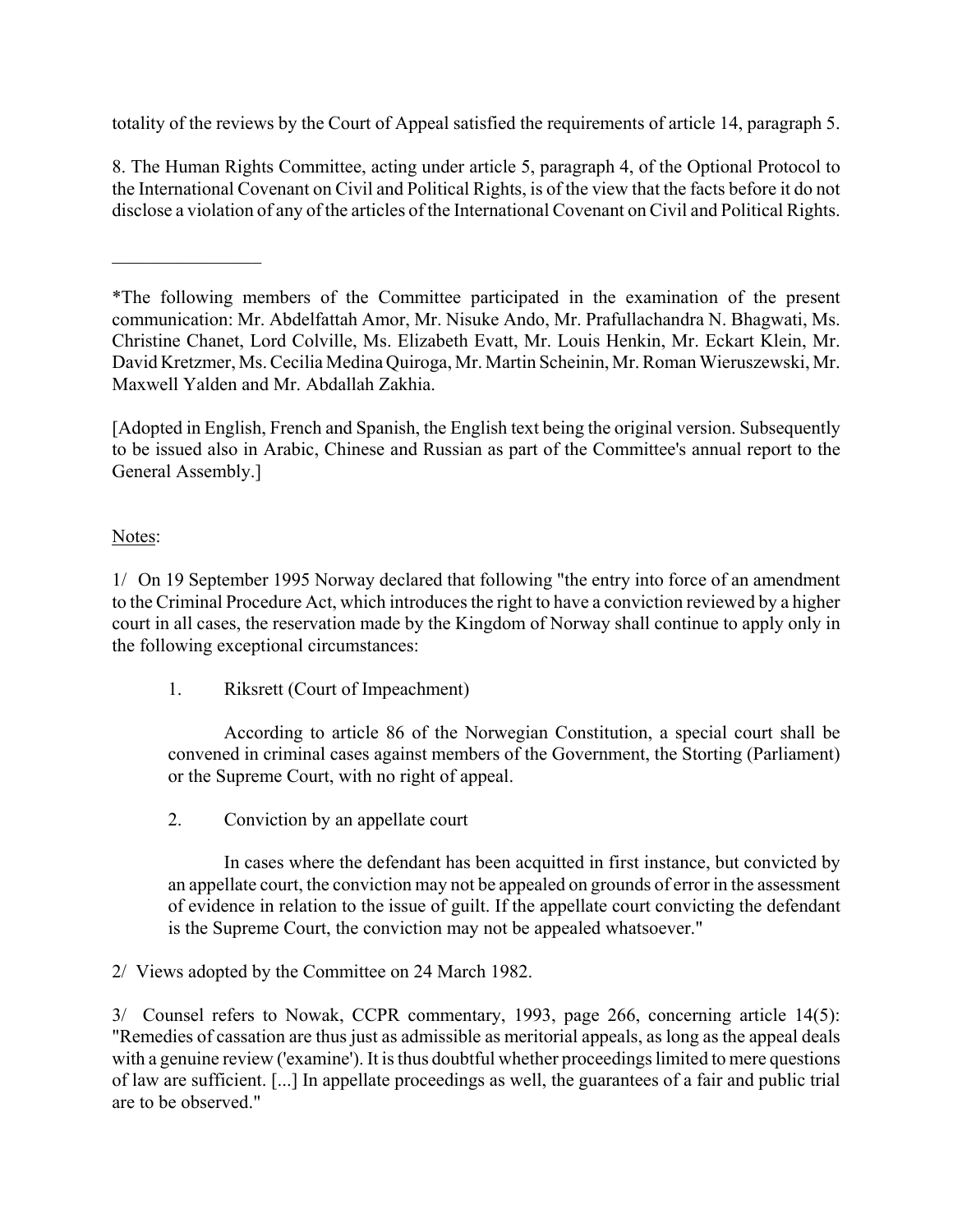totality of the reviews by the Court of Appeal satisfied the requirements of article 14, paragraph 5.

8. The Human Rights Committee, acting under article 5, paragraph 4, of the Optional Protocol to the International Covenant on Civil and Political Rights, is of the view that the facts before it do not disclose a violation of any of the articles of the International Covenant on Civil and Political Rights.

---

*The following members of the Committee participated in the examination of the present communication: Mr. Abdelfattah Amor, Mr. Nisuke Ando, Mr. Prafullachandra N. Bhagwati, Ms. Christine Chanet, Lord Colville, Ms. Elizabeth Evatt, Mr. Louis Henkin, Mr. Eckart Klein, Mr. David Kretzmer, Ms. Cecilia Medina Quiroga, Mr. Martin Scheinin, Mr. Roman Wieruszewski, Mr. Maxwell Yalden and Mr. Abdallah Zakhia.

[Adopted in English, French and Spanish, the English text being the original version. Subsequently to be issued also in Arabic, Chinese and Russian as part of the Committee's annual report to the General Assembly.]

Notes:

1/ On 19 September 1995 Norway declared that following "the entry into force of an amendment to the Criminal Procedure Act, which introduces the right to have a conviction reviewed by a higher court in all cases, the reservation made by the Kingdom of Norway shall continue to apply only in the following exceptional circumstances:

> 1. Riksrett (Court of Impeachment)
>
> According to article 86 of the Norwegian Constitution, a special court shall be convened in criminal cases against members of the Government, the Storting (Parliament) or the Supreme Court, with no right of appeal.
>
> 2. Conviction by an appellate court
>
> In cases where the defendant has been acquitted in first instance, but convicted by an appellate court, the conviction may not be appealed on grounds of error in the assessment of evidence in relation to the issue of guilt. If the appellate court convicting the defendant is the Supreme Court, the conviction may not be appealed whatsoever."

2/ Views adopted by the Committee on 24 March 1982.

3/ Counsel refers to Nowak, CCPR commentary, 1993, page 266, concerning article 14(5): "Remedies of cassation are thus just as admissible as meritorial appeals, as long as the appeal deals with a genuine review ('examine'). It is thus doubtful whether proceedings limited to mere questions of law are sufficient. [...] In appellate proceedings as well, the guarantees of a fair and public trial are to be observed."